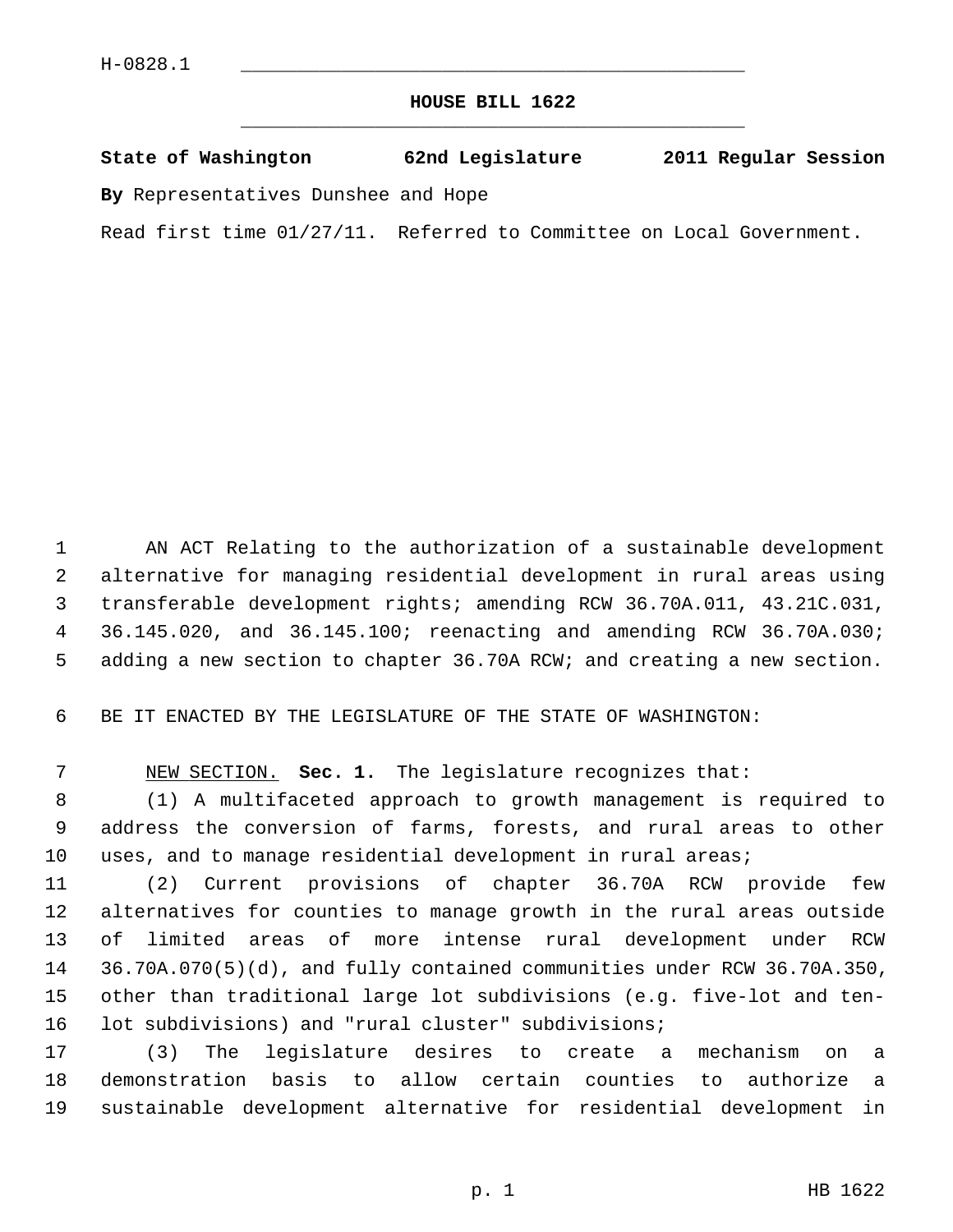H-0828.1

# HOUSE BILL 1622

**State of Washington 62nd Legislature 2011 Regular Session**

**By** Representatives Dunshee and Hope

Read first time 01/27/11. Referred to Committee on Local Government.

AN ACT Relating to the authorization of a sustainable development alternative for managing residential development in rural areas using transferable development rights; amending RCW 36.70A.011, 43.21C.031, 36.145.020, and 36.145.100; reenacting and amending RCW 36.70A.030; adding a new section to chapter 36.70A RCW; and creating a new section.

BE IT ENACTED BY THE LEGISLATURE OF THE STATE OF WASHINGTON:

NEW SECTION. **Sec. 1.** The legislature recognizes that:

(1) A multifaceted approach to growth management is required to address the conversion of farms, forests, and rural areas to other uses, and to manage residential development in rural areas;

(2) Current provisions of chapter 36.70A RCW provide few alternatives for counties to manage growth in the rural areas outside of limited areas of more intense rural development under RCW 36.70A.070(5)(d), and fully contained communities under RCW 36.70A.350, other than traditional large lot subdivisions (e.g. five-lot and ten-lot subdivisions) and "rural cluster" subdivisions;

(3) The legislature desires to create a mechanism on a demonstration basis to allow certain counties to authorize a sustainable development alternative for residential development in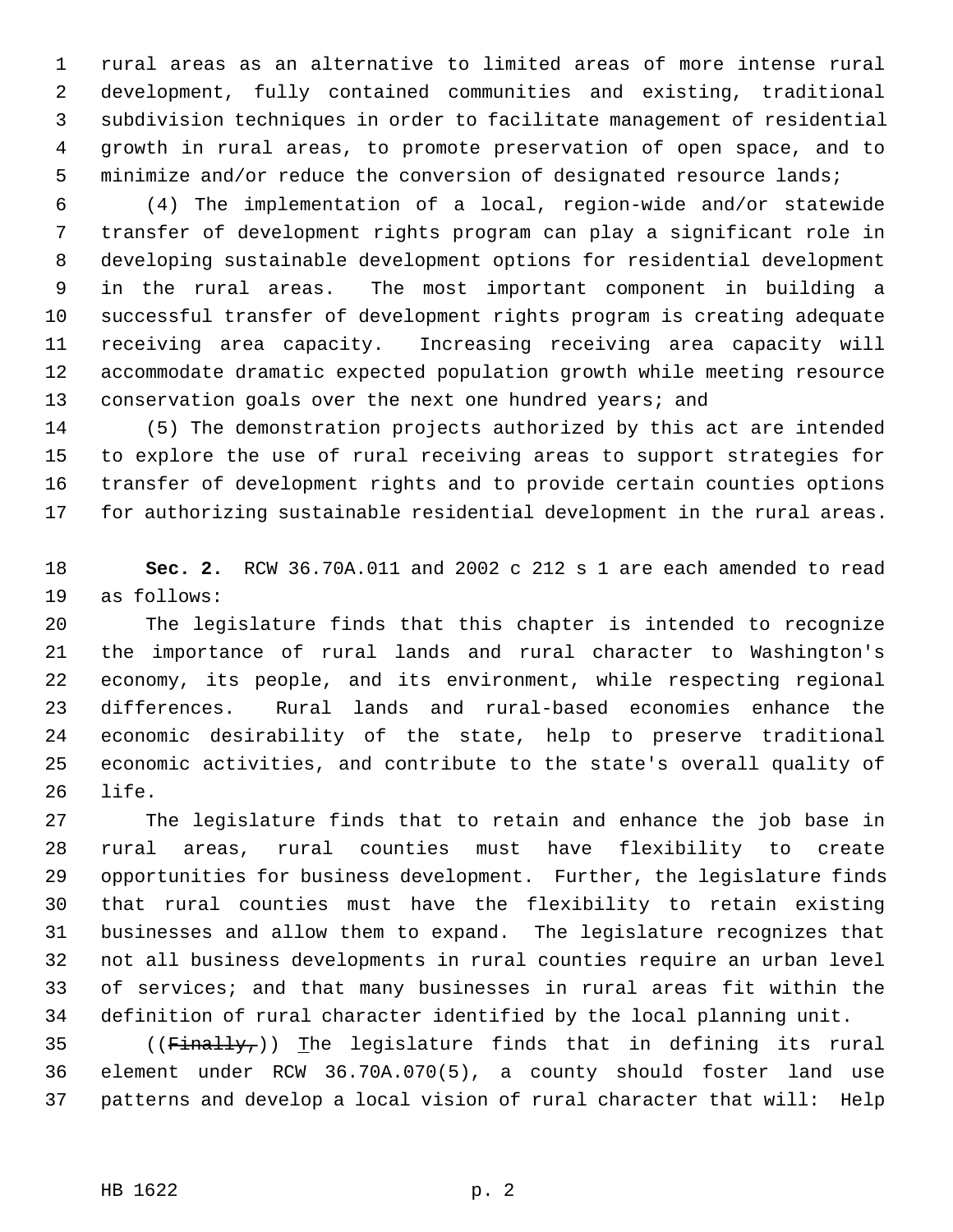rural areas as an alternative to limited areas of more intense rural development, fully contained communities and existing, traditional subdivision techniques in order to facilitate management of residential growth in rural areas, to promote preservation of open space, and to minimize and/or reduce the conversion of designated resource lands;

(4) The implementation of a local, region-wide and/or statewide transfer of development rights program can play a significant role in developing sustainable development options for residential development in the rural areas. The most important component in building a successful transfer of development rights program is creating adequate receiving area capacity. Increasing receiving area capacity will accommodate dramatic expected population growth while meeting resource conservation goals over the next one hundred years; and

(5) The demonstration projects authorized by this act are intended to explore the use of rural receiving areas to support strategies for transfer of development rights and to provide certain counties options for authorizing sustainable residential development in the rural areas.

**Sec. 2.** RCW 36.70A.011 and 2002 c 212 s 1 are each amended to read as follows:

The legislature finds that this chapter is intended to recognize the importance of rural lands and rural character to Washington's economy, its people, and its environment, while respecting regional differences. Rural lands and rural-based economies enhance the economic desirability of the state, help to preserve traditional economic activities, and contribute to the state's overall quality of life.

The legislature finds that to retain and enhance the job base in rural areas, rural counties must have flexibility to create opportunities for business development. Further, the legislature finds that rural counties must have the flexibility to retain existing businesses and allow them to expand. The legislature recognizes that not all business developments in rural counties require an urban level of services; and that many businesses in rural areas fit within the definition of rural character identified by the local planning unit.

((~~Finally,~~)) The legislature finds that in defining its rural element under RCW 36.70A.070(5), a county should foster land use patterns and develop a local vision of rural character that will: Help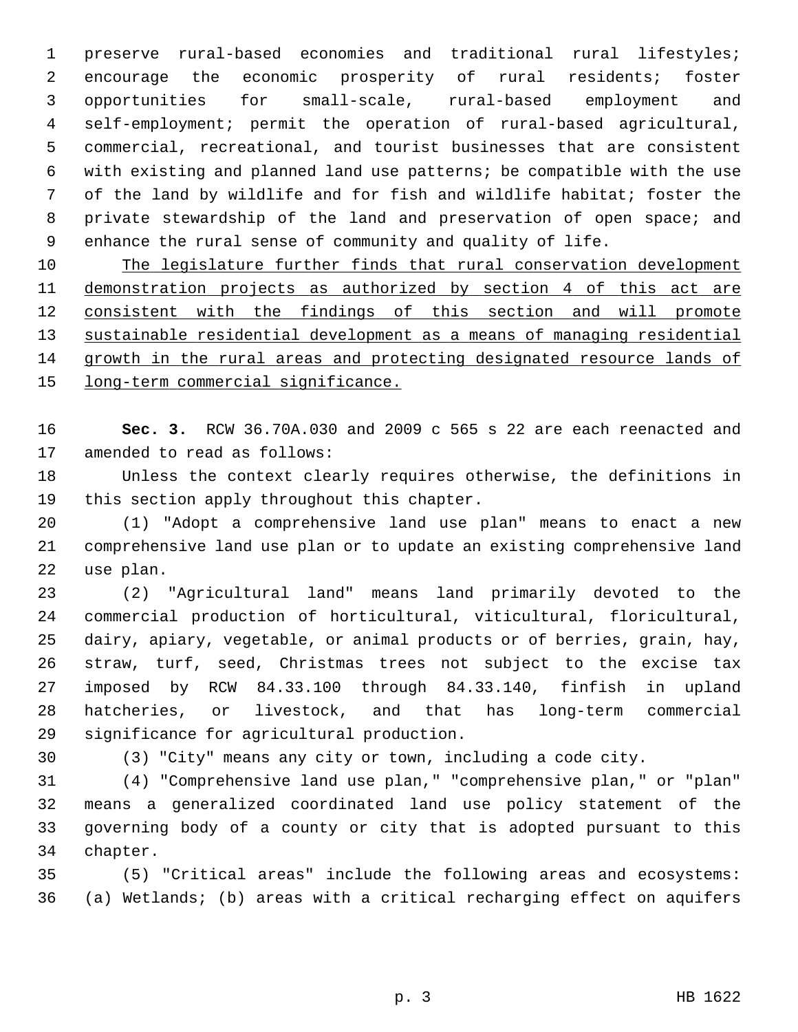preserve rural-based economies and traditional rural lifestyles; encourage the economic prosperity of rural residents; foster opportunities for small-scale, rural-based employment and self-employment; permit the operation of rural-based agricultural, commercial, recreational, and tourist businesses that are consistent with existing and planned land use patterns; be compatible with the use of the land by wildlife and for fish and wildlife habitat; foster the private stewardship of the land and preservation of open space; and enhance the rural sense of community and quality of life.

<u>The legislature further finds that rural conservation development demonstration projects as authorized by section 4 of this act are consistent with the findings of this section and will promote sustainable residential development as a means of managing residential growth in the rural areas and protecting designated resource lands of long-term commercial significance.</u>

**Sec. 3.** RCW 36.70A.030 and 2009 c 565 s 22 are each reenacted and amended to read as follows:

Unless the context clearly requires otherwise, the definitions in this section apply throughout this chapter.

(1) "Adopt a comprehensive land use plan" means to enact a new comprehensive land use plan or to update an existing comprehensive land use plan.

(2) "Agricultural land" means land primarily devoted to the commercial production of horticultural, viticultural, floricultural, dairy, apiary, vegetable, or animal products or of berries, grain, hay, straw, turf, seed, Christmas trees not subject to the excise tax imposed by RCW 84.33.100 through 84.33.140, finfish in upland hatcheries, or livestock, and that has long-term commercial significance for agricultural production.

(3) "City" means any city or town, including a code city.

(4) "Comprehensive land use plan," "comprehensive plan," or "plan" means a generalized coordinated land use policy statement of the governing body of a county or city that is adopted pursuant to this chapter.

(5) "Critical areas" include the following areas and ecosystems: (a) Wetlands; (b) areas with a critical recharging effect on aquifers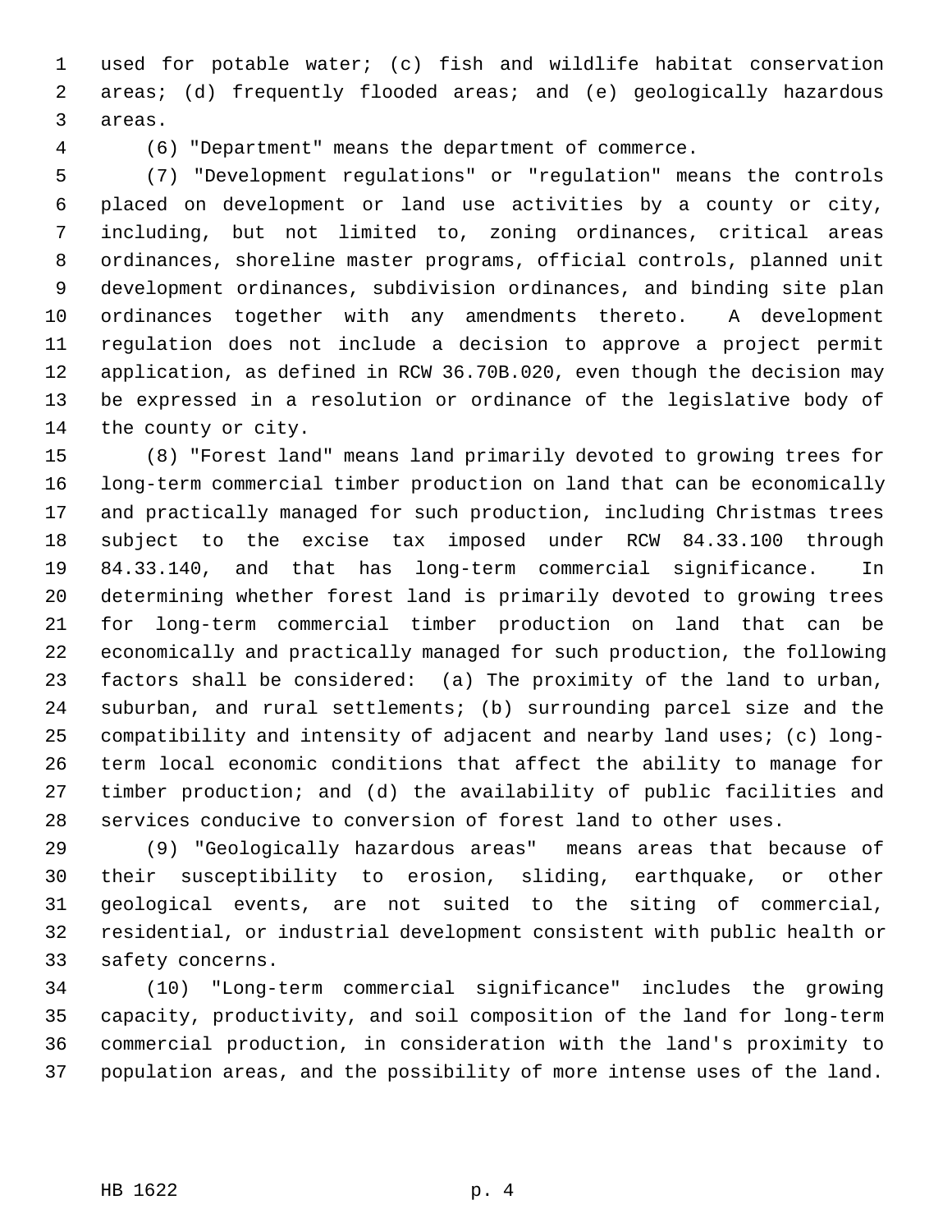used for potable water; (c) fish and wildlife habitat conservation areas; (d) frequently flooded areas; and (e) geologically hazardous areas.

(6) "Department" means the department of commerce.

(7) "Development regulations" or "regulation" means the controls placed on development or land use activities by a county or city, including, but not limited to, zoning ordinances, critical areas ordinances, shoreline master programs, official controls, planned unit development ordinances, subdivision ordinances, and binding site plan ordinances together with any amendments thereto. A development regulation does not include a decision to approve a project permit application, as defined in RCW 36.70B.020, even though the decision may be expressed in a resolution or ordinance of the legislative body of the county or city.

(8) "Forest land" means land primarily devoted to growing trees for long-term commercial timber production on land that can be economically and practically managed for such production, including Christmas trees subject to the excise tax imposed under RCW 84.33.100 through 84.33.140, and that has long-term commercial significance. In determining whether forest land is primarily devoted to growing trees for long-term commercial timber production on land that can be economically and practically managed for such production, the following factors shall be considered: (a) The proximity of the land to urban, suburban, and rural settlements; (b) surrounding parcel size and the compatibility and intensity of adjacent and nearby land uses; (c) long-term local economic conditions that affect the ability to manage for timber production; and (d) the availability of public facilities and services conducive to conversion of forest land to other uses.

(9) "Geologically hazardous areas" means areas that because of their susceptibility to erosion, sliding, earthquake, or other geological events, are not suited to the siting of commercial, residential, or industrial development consistent with public health or safety concerns.

(10) "Long-term commercial significance" includes the growing capacity, productivity, and soil composition of the land for long-term commercial production, in consideration with the land's proximity to population areas, and the possibility of more intense uses of the land.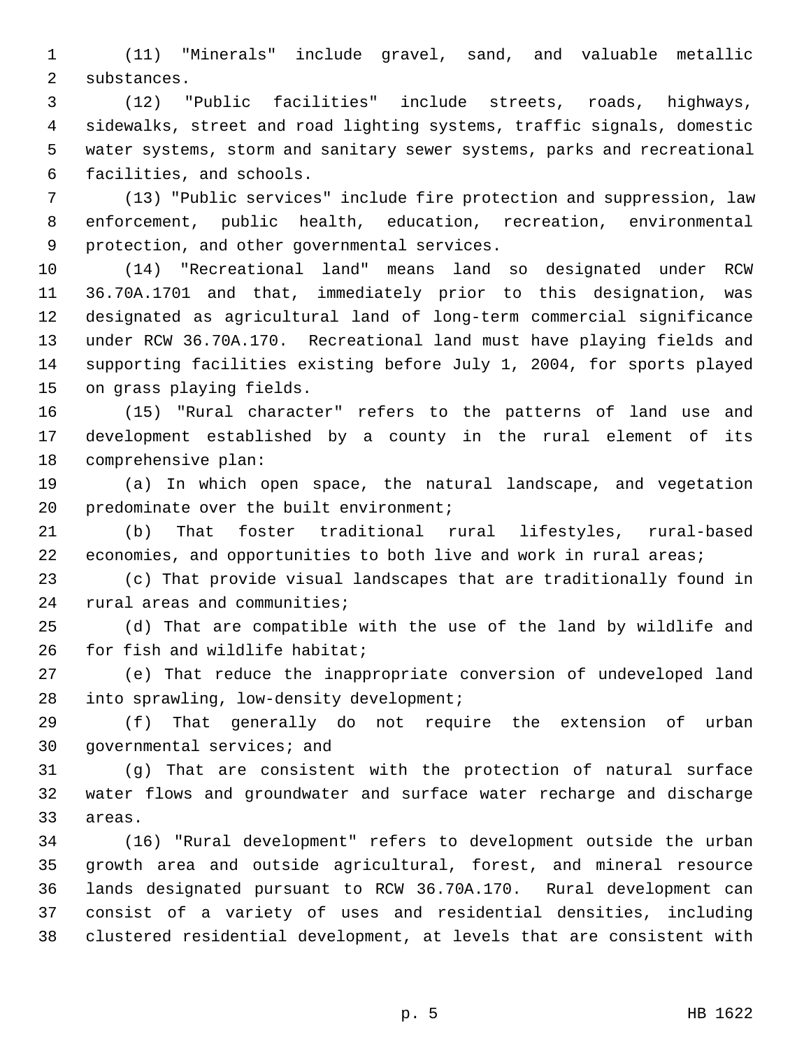(11) "Minerals" include gravel, sand, and valuable metallic substances.

(12) "Public facilities" include streets, roads, highways, sidewalks, street and road lighting systems, traffic signals, domestic water systems, storm and sanitary sewer systems, parks and recreational facilities, and schools.

(13) "Public services" include fire protection and suppression, law enforcement, public health, education, recreation, environmental protection, and other governmental services.

(14) "Recreational land" means land so designated under RCW 36.70A.1701 and that, immediately prior to this designation, was designated as agricultural land of long-term commercial significance under RCW 36.70A.170. Recreational land must have playing fields and supporting facilities existing before July 1, 2004, for sports played on grass playing fields.

(15) "Rural character" refers to the patterns of land use and development established by a county in the rural element of its comprehensive plan:

(a) In which open space, the natural landscape, and vegetation predominate over the built environment;

(b) That foster traditional rural lifestyles, rural-based economies, and opportunities to both live and work in rural areas;

(c) That provide visual landscapes that are traditionally found in rural areas and communities;

(d) That are compatible with the use of the land by wildlife and for fish and wildlife habitat;

(e) That reduce the inappropriate conversion of undeveloped land into sprawling, low-density development;

(f) That generally do not require the extension of urban governmental services; and

(g) That are consistent with the protection of natural surface water flows and groundwater and surface water recharge and discharge areas.

(16) "Rural development" refers to development outside the urban growth area and outside agricultural, forest, and mineral resource lands designated pursuant to RCW 36.70A.170. Rural development can consist of a variety of uses and residential densities, including clustered residential development, at levels that are consistent with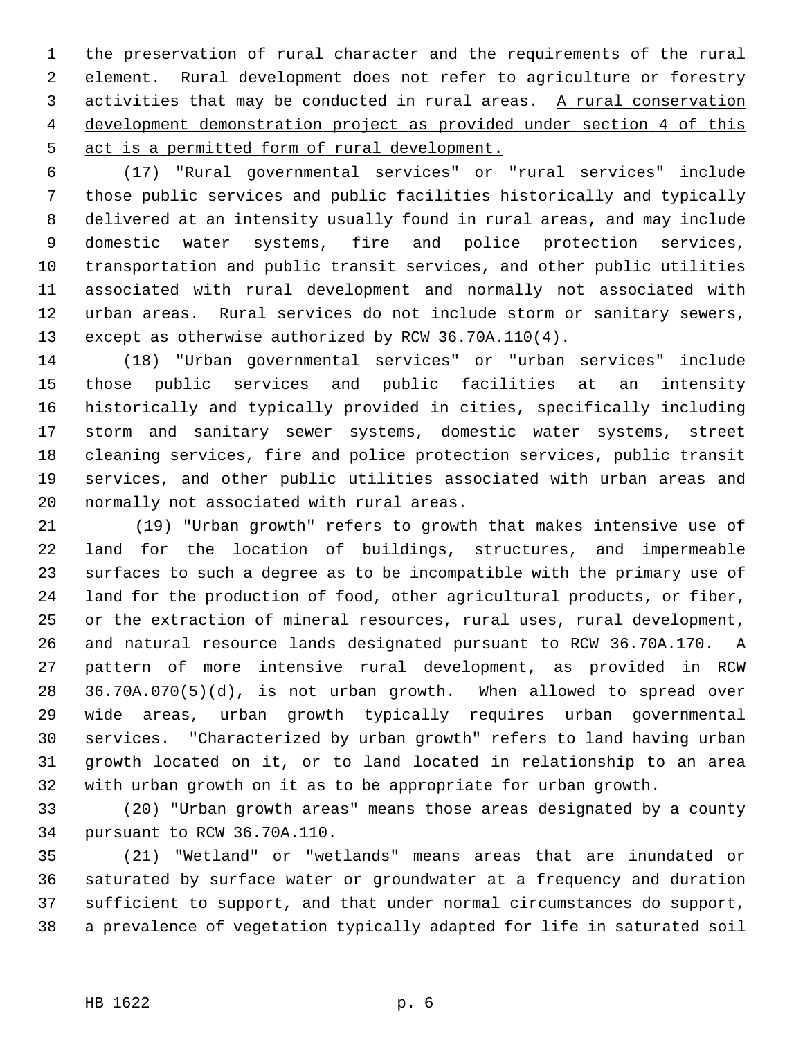the preservation of rural character and the requirements of the rural element. Rural development does not refer to agriculture or forestry activities that may be conducted in rural areas. <u>A rural conservation development demonstration project as provided under section 4 of this act is a permitted form of rural development.</u>

(17) "Rural governmental services" or "rural services" include those public services and public facilities historically and typically delivered at an intensity usually found in rural areas, and may include domestic water systems, fire and police protection services, transportation and public transit services, and other public utilities associated with rural development and normally not associated with urban areas. Rural services do not include storm or sanitary sewers, except as otherwise authorized by RCW 36.70A.110(4).

(18) "Urban governmental services" or "urban services" include those public services and public facilities at an intensity historically and typically provided in cities, specifically including storm and sanitary sewer systems, domestic water systems, street cleaning services, fire and police protection services, public transit services, and other public utilities associated with urban areas and normally not associated with rural areas.

(19) "Urban growth" refers to growth that makes intensive use of land for the location of buildings, structures, and impermeable surfaces to such a degree as to be incompatible with the primary use of land for the production of food, other agricultural products, or fiber, or the extraction of mineral resources, rural uses, rural development, and natural resource lands designated pursuant to RCW 36.70A.170. A pattern of more intensive rural development, as provided in RCW 36.70A.070(5)(d), is not urban growth. When allowed to spread over wide areas, urban growth typically requires urban governmental services. "Characterized by urban growth" refers to land having urban growth located on it, or to land located in relationship to an area with urban growth on it as to be appropriate for urban growth.

(20) "Urban growth areas" means those areas designated by a county pursuant to RCW 36.70A.110.

(21) "Wetland" or "wetlands" means areas that are inundated or saturated by surface water or groundwater at a frequency and duration sufficient to support, and that under normal circumstances do support, a prevalence of vegetation typically adapted for life in saturated soil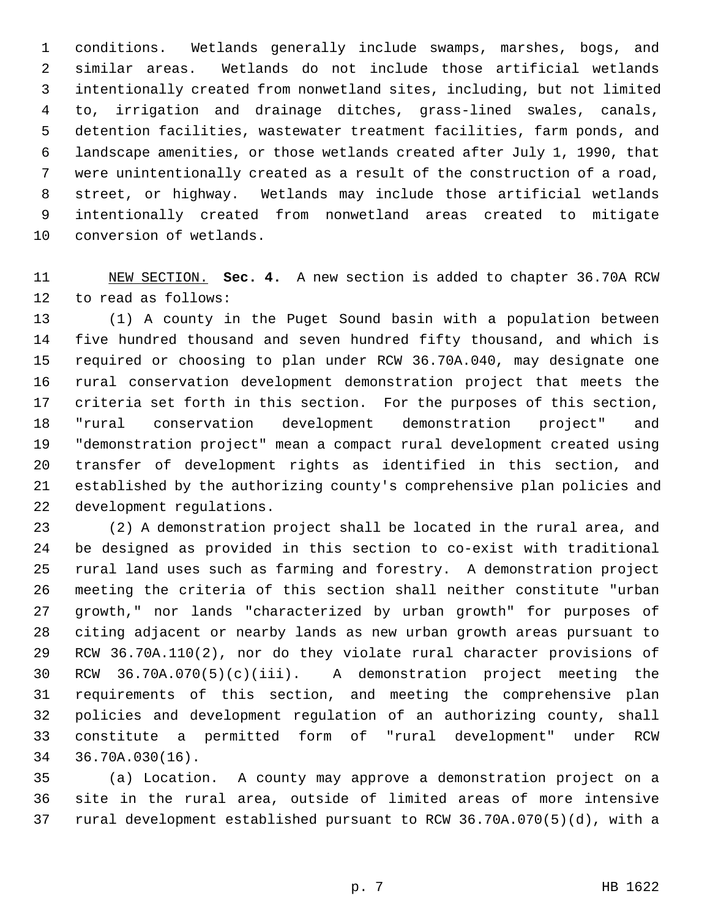conditions. Wetlands generally include swamps, marshes, bogs, and similar areas. Wetlands do not include those artificial wetlands intentionally created from nonwetland sites, including, but not limited to, irrigation and drainage ditches, grass-lined swales, canals, detention facilities, wastewater treatment facilities, farm ponds, and landscape amenities, or those wetlands created after July 1, 1990, that were unintentionally created as a result of the construction of a road, street, or highway. Wetlands may include those artificial wetlands intentionally created from nonwetland areas created to mitigate conversion of wetlands.

NEW SECTION. **Sec. 4.** A new section is added to chapter 36.70A RCW to read as follows:

(1) A county in the Puget Sound basin with a population between five hundred thousand and seven hundred fifty thousand, and which is required or choosing to plan under RCW 36.70A.040, may designate one rural conservation development demonstration project that meets the criteria set forth in this section. For the purposes of this section, "rural conservation development demonstration project" and "demonstration project" mean a compact rural development created using transfer of development rights as identified in this section, and established by the authorizing county's comprehensive plan policies and development regulations.

(2) A demonstration project shall be located in the rural area, and be designed as provided in this section to co-exist with traditional rural land uses such as farming and forestry. A demonstration project meeting the criteria of this section shall neither constitute "urban growth," nor lands "characterized by urban growth" for purposes of citing adjacent or nearby lands as new urban growth areas pursuant to RCW 36.70A.110(2), nor do they violate rural character provisions of RCW 36.70A.070(5)(c)(iii). A demonstration project meeting the requirements of this section, and meeting the comprehensive plan policies and development regulation of an authorizing county, shall constitute a permitted form of "rural development" under RCW 36.70A.030(16).

(a) Location. A county may approve a demonstration project on a site in the rural area, outside of limited areas of more intensive rural development established pursuant to RCW 36.70A.070(5)(d), with a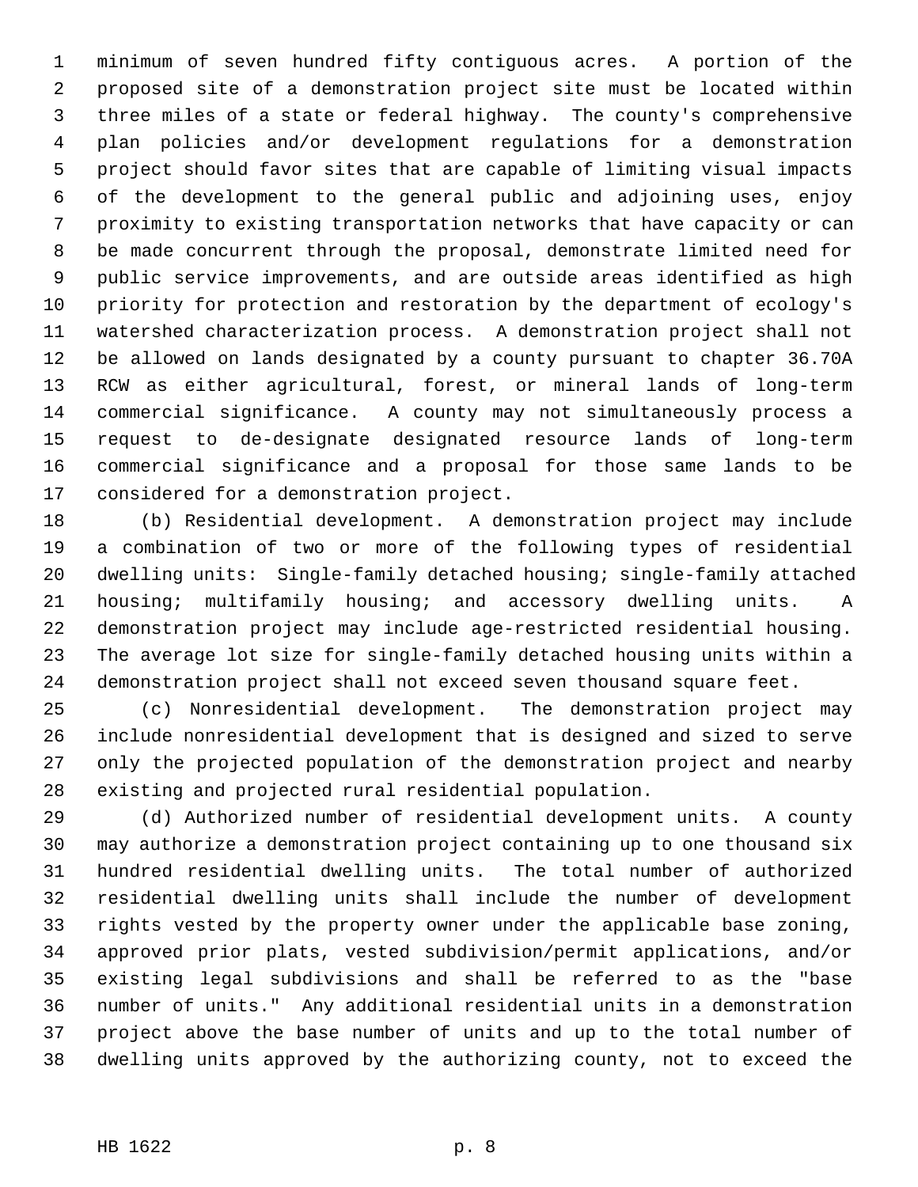minimum of seven hundred fifty contiguous acres. A portion of the proposed site of a demonstration project site must be located within three miles of a state or federal highway. The county's comprehensive plan policies and/or development regulations for a demonstration project should favor sites that are capable of limiting visual impacts of the development to the general public and adjoining uses, enjoy proximity to existing transportation networks that have capacity or can be made concurrent through the proposal, demonstrate limited need for public service improvements, and are outside areas identified as high priority for protection and restoration by the department of ecology's watershed characterization process. A demonstration project shall not be allowed on lands designated by a county pursuant to chapter 36.70A RCW as either agricultural, forest, or mineral lands of long-term commercial significance. A county may not simultaneously process a request to de-designate designated resource lands of long-term commercial significance and a proposal for those same lands to be considered for a demonstration project.

(b) Residential development. A demonstration project may include a combination of two or more of the following types of residential dwelling units: Single-family detached housing; single-family attached housing; multifamily housing; and accessory dwelling units. A demonstration project may include age-restricted residential housing. The average lot size for single-family detached housing units within a demonstration project shall not exceed seven thousand square feet.

(c) Nonresidential development. The demonstration project may include nonresidential development that is designed and sized to serve only the projected population of the demonstration project and nearby existing and projected rural residential population.

(d) Authorized number of residential development units. A county may authorize a demonstration project containing up to one thousand six hundred residential dwelling units. The total number of authorized residential dwelling units shall include the number of development rights vested by the property owner under the applicable base zoning, approved prior plats, vested subdivision/permit applications, and/or existing legal subdivisions and shall be referred to as the "base number of units." Any additional residential units in a demonstration project above the base number of units and up to the total number of dwelling units approved by the authorizing county, not to exceed the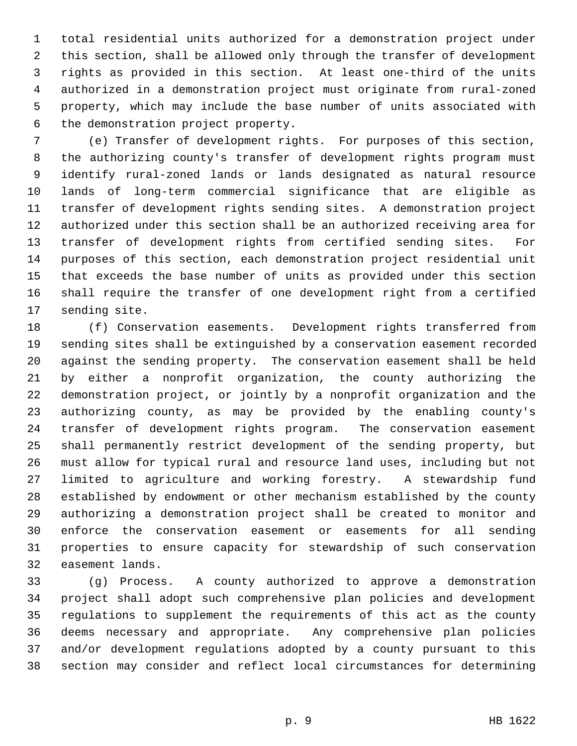total residential units authorized for a demonstration project under this section, shall be allowed only through the transfer of development rights as provided in this section. At least one-third of the units authorized in a demonstration project must originate from rural-zoned property, which may include the base number of units associated with the demonstration project property.

(e) Transfer of development rights. For purposes of this section, the authorizing county's transfer of development rights program must identify rural-zoned lands or lands designated as natural resource lands of long-term commercial significance that are eligible as transfer of development rights sending sites. A demonstration project authorized under this section shall be an authorized receiving area for transfer of development rights from certified sending sites. For purposes of this section, each demonstration project residential unit that exceeds the base number of units as provided under this section shall require the transfer of one development right from a certified sending site.

(f) Conservation easements. Development rights transferred from sending sites shall be extinguished by a conservation easement recorded against the sending property. The conservation easement shall be held by either a nonprofit organization, the county authorizing the demonstration project, or jointly by a nonprofit organization and the authorizing county, as may be provided by the enabling county's transfer of development rights program. The conservation easement shall permanently restrict development of the sending property, but must allow for typical rural and resource land uses, including but not limited to agriculture and working forestry. A stewardship fund established by endowment or other mechanism established by the county authorizing a demonstration project shall be created to monitor and enforce the conservation easement or easements for all sending properties to ensure capacity for stewardship of such conservation easement lands.

(g) Process. A county authorized to approve a demonstration project shall adopt such comprehensive plan policies and development regulations to supplement the requirements of this act as the county deems necessary and appropriate. Any comprehensive plan policies and/or development regulations adopted by a county pursuant to this section may consider and reflect local circumstances for determining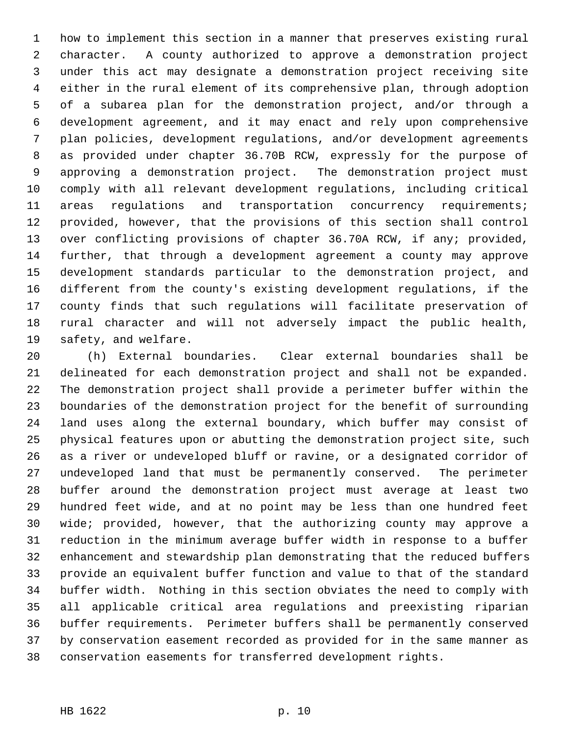how to implement this section in a manner that preserves existing rural character. A county authorized to approve a demonstration project under this act may designate a demonstration project receiving site either in the rural element of its comprehensive plan, through adoption of a subarea plan for the demonstration project, and/or through a development agreement, and it may enact and rely upon comprehensive plan policies, development regulations, and/or development agreements as provided under chapter 36.70B RCW, expressly for the purpose of approving a demonstration project. The demonstration project must comply with all relevant development regulations, including critical areas regulations and transportation concurrency requirements; provided, however, that the provisions of this section shall control over conflicting provisions of chapter 36.70A RCW, if any; provided, further, that through a development agreement a county may approve development standards particular to the demonstration project, and different from the county's existing development regulations, if the county finds that such regulations will facilitate preservation of rural character and will not adversely impact the public health, safety, and welfare.

(h) External boundaries. Clear external boundaries shall be delineated for each demonstration project and shall not be expanded. The demonstration project shall provide a perimeter buffer within the boundaries of the demonstration project for the benefit of surrounding land uses along the external boundary, which buffer may consist of physical features upon or abutting the demonstration project site, such as a river or undeveloped bluff or ravine, or a designated corridor of undeveloped land that must be permanently conserved. The perimeter buffer around the demonstration project must average at least two hundred feet wide, and at no point may be less than one hundred feet wide; provided, however, that the authorizing county may approve a reduction in the minimum average buffer width in response to a buffer enhancement and stewardship plan demonstrating that the reduced buffers provide an equivalent buffer function and value to that of the standard buffer width. Nothing in this section obviates the need to comply with all applicable critical area regulations and preexisting riparian buffer requirements. Perimeter buffers shall be permanently conserved by conservation easement recorded as provided for in the same manner as conservation easements for transferred development rights.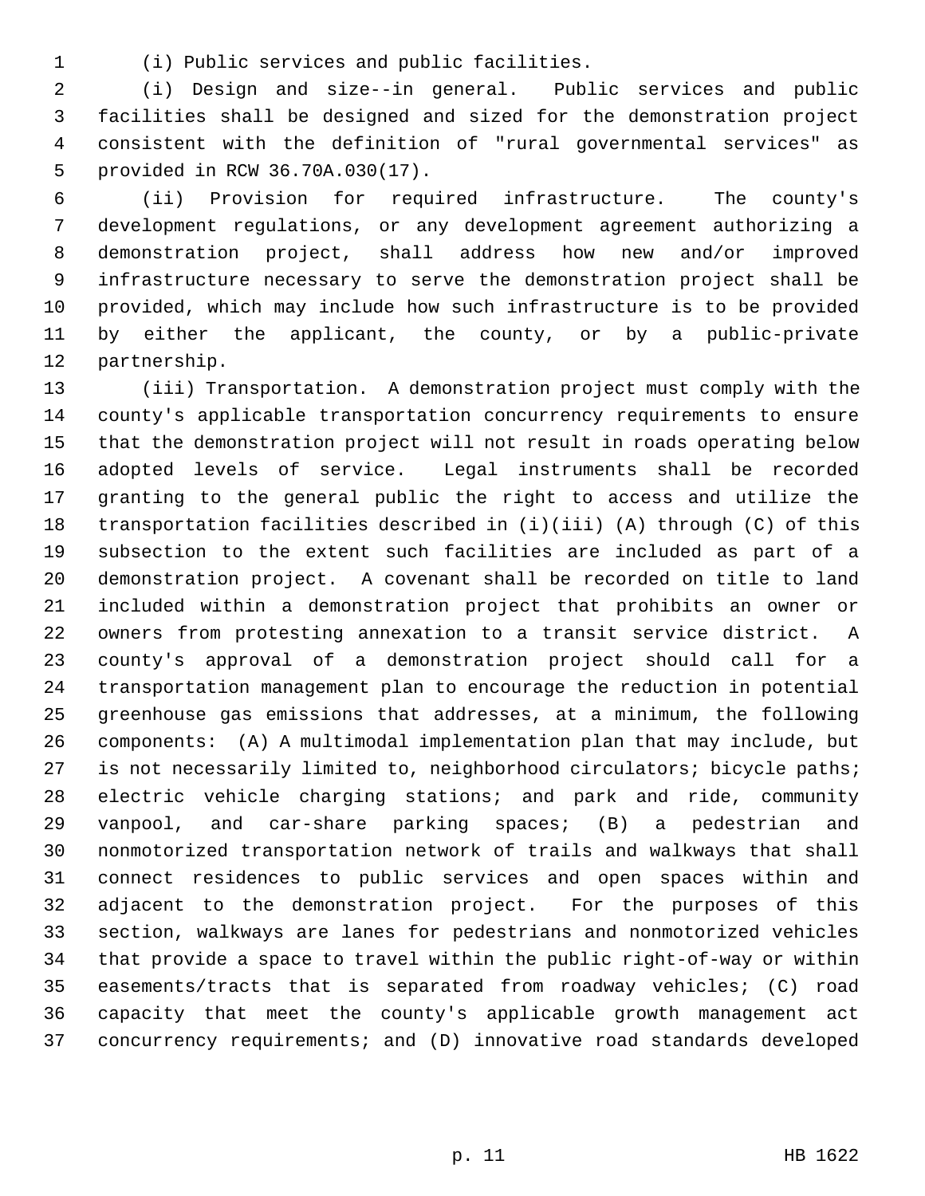(i) Public services and public facilities.

(i) Design and size--in general. Public services and public facilities shall be designed and sized for the demonstration project consistent with the definition of "rural governmental services" as provided in RCW 36.70A.030(17).

(ii) Provision for required infrastructure. The county's development regulations, or any development agreement authorizing a demonstration project, shall address how new and/or improved infrastructure necessary to serve the demonstration project shall be provided, which may include how such infrastructure is to be provided by either the applicant, the county, or by a public-private partnership.

(iii) Transportation. A demonstration project must comply with the county's applicable transportation concurrency requirements to ensure that the demonstration project will not result in roads operating below adopted levels of service. Legal instruments shall be recorded granting to the general public the right to access and utilize the transportation facilities described in (i)(iii) (A) through (C) of this subsection to the extent such facilities are included as part of a demonstration project. A covenant shall be recorded on title to land included within a demonstration project that prohibits an owner or owners from protesting annexation to a transit service district. A county's approval of a demonstration project should call for a transportation management plan to encourage the reduction in potential greenhouse gas emissions that addresses, at a minimum, the following components: (A) A multimodal implementation plan that may include, but is not necessarily limited to, neighborhood circulators; bicycle paths; electric vehicle charging stations; and park and ride, community vanpool, and car-share parking spaces; (B) a pedestrian and nonmotorized transportation network of trails and walkways that shall connect residences to public services and open spaces within and adjacent to the demonstration project. For the purposes of this section, walkways are lanes for pedestrians and nonmotorized vehicles that provide a space to travel within the public right-of-way or within easements/tracts that is separated from roadway vehicles; (C) road capacity that meet the county's applicable growth management act concurrency requirements; and (D) innovative road standards developed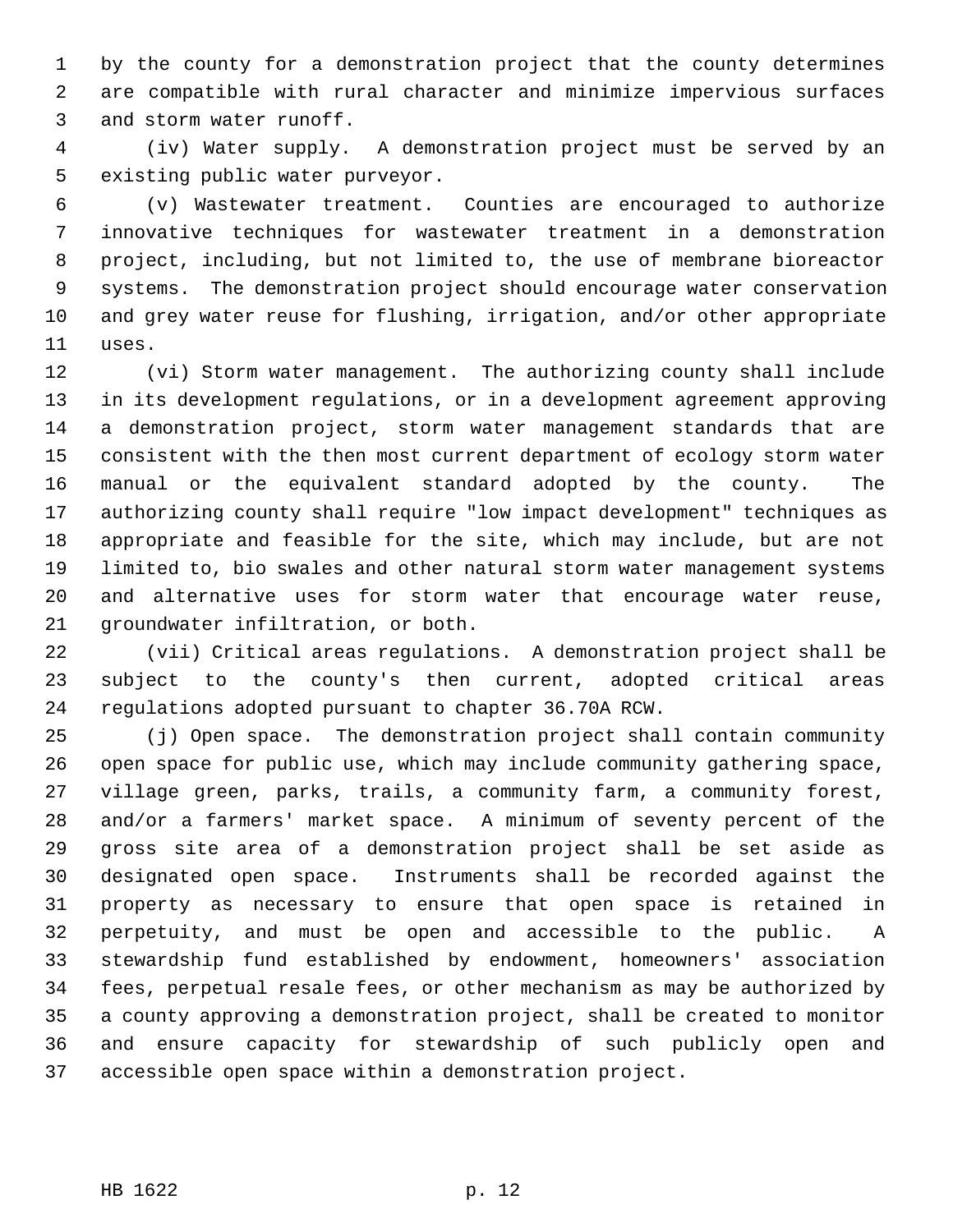by the county for a demonstration project that the county determines are compatible with rural character and minimize impervious surfaces and storm water runoff.

(iv) Water supply. A demonstration project must be served by an existing public water purveyor.

(v) Wastewater treatment. Counties are encouraged to authorize innovative techniques for wastewater treatment in a demonstration project, including, but not limited to, the use of membrane bioreactor systems. The demonstration project should encourage water conservation and grey water reuse for flushing, irrigation, and/or other appropriate uses.

(vi) Storm water management. The authorizing county shall include in its development regulations, or in a development agreement approving a demonstration project, storm water management standards that are consistent with the then most current department of ecology storm water manual or the equivalent standard adopted by the county. The authorizing county shall require "low impact development" techniques as appropriate and feasible for the site, which may include, but are not limited to, bio swales and other natural storm water management systems and alternative uses for storm water that encourage water reuse, groundwater infiltration, or both.

(vii) Critical areas regulations. A demonstration project shall be subject to the county's then current, adopted critical areas regulations adopted pursuant to chapter 36.70A RCW.

(j) Open space. The demonstration project shall contain community open space for public use, which may include community gathering space, village green, parks, trails, a community farm, a community forest, and/or a farmers' market space. A minimum of seventy percent of the gross site area of a demonstration project shall be set aside as designated open space. Instruments shall be recorded against the property as necessary to ensure that open space is retained in perpetuity, and must be open and accessible to the public. A stewardship fund established by endowment, homeowners' association fees, perpetual resale fees, or other mechanism as may be authorized by a county approving a demonstration project, shall be created to monitor and ensure capacity for stewardship of such publicly open and accessible open space within a demonstration project.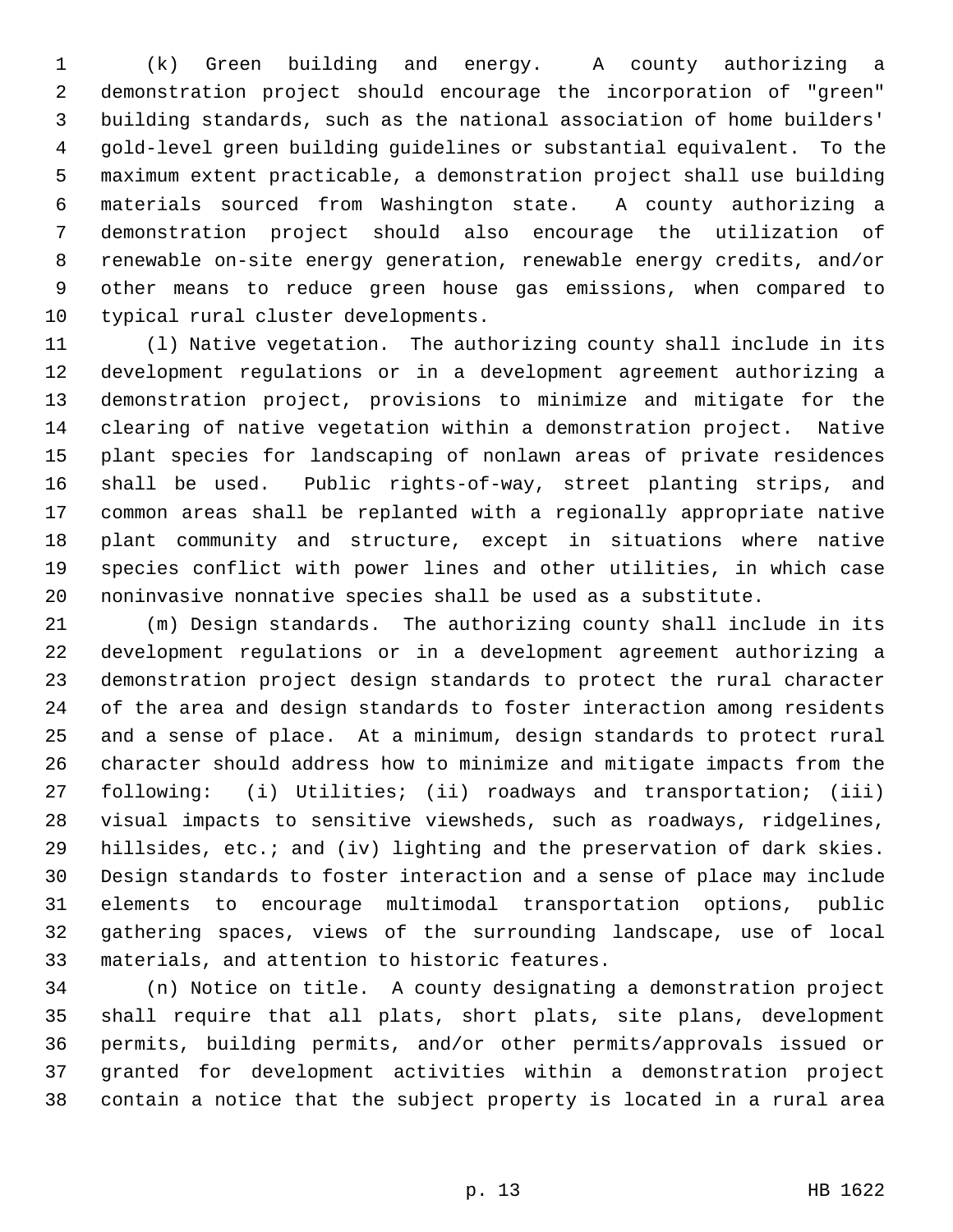(k) Green building and energy. A county authorizing a demonstration project should encourage the incorporation of "green" building standards, such as the national association of home builders' gold-level green building guidelines or substantial equivalent. To the maximum extent practicable, a demonstration project shall use building materials sourced from Washington state. A county authorizing a demonstration project should also encourage the utilization of renewable on-site energy generation, renewable energy credits, and/or other means to reduce green house gas emissions, when compared to typical rural cluster developments.

(l) Native vegetation. The authorizing county shall include in its development regulations or in a development agreement authorizing a demonstration project, provisions to minimize and mitigate for the clearing of native vegetation within a demonstration project. Native plant species for landscaping of nonlawn areas of private residences shall be used. Public rights-of-way, street planting strips, and common areas shall be replanted with a regionally appropriate native plant community and structure, except in situations where native species conflict with power lines and other utilities, in which case noninvasive nonnative species shall be used as a substitute.

(m) Design standards. The authorizing county shall include in its development regulations or in a development agreement authorizing a demonstration project design standards to protect the rural character of the area and design standards to foster interaction among residents and a sense of place. At a minimum, design standards to protect rural character should address how to minimize and mitigate impacts from the following: (i) Utilities; (ii) roadways and transportation; (iii) visual impacts to sensitive viewsheds, such as roadways, ridgelines, hillsides, etc.; and (iv) lighting and the preservation of dark skies. Design standards to foster interaction and a sense of place may include elements to encourage multimodal transportation options, public gathering spaces, views of the surrounding landscape, use of local materials, and attention to historic features.

(n) Notice on title. A county designating a demonstration project shall require that all plats, short plats, site plans, development permits, building permits, and/or other permits/approvals issued or granted for development activities within a demonstration project contain a notice that the subject property is located in a rural area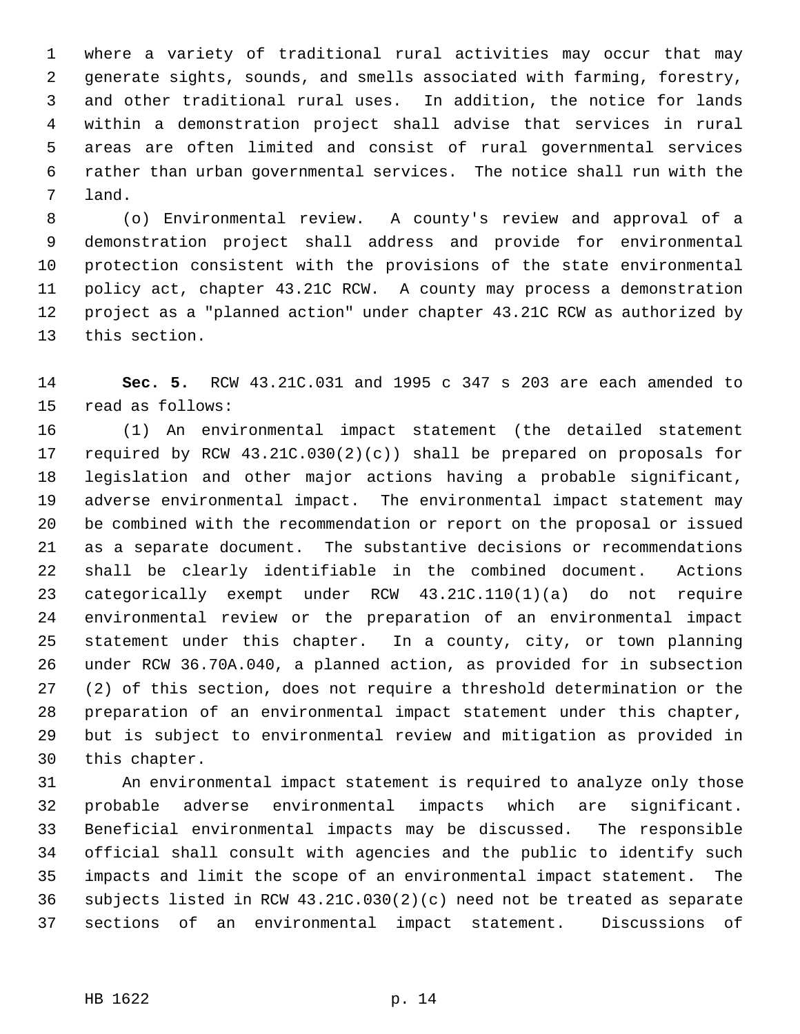where a variety of traditional rural activities may occur that may generate sights, sounds, and smells associated with farming, forestry, and other traditional rural uses. In addition, the notice for lands within a demonstration project shall advise that services in rural areas are often limited and consist of rural governmental services rather than urban governmental services. The notice shall run with the land.

(o) Environmental review. A county's review and approval of a demonstration project shall address and provide for environmental protection consistent with the provisions of the state environmental policy act, chapter 43.21C RCW. A county may process a demonstration project as a "planned action" under chapter 43.21C RCW as authorized by this section.

**Sec. 5.** RCW 43.21C.031 and 1995 c 347 s 203 are each amended to read as follows:

(1) An environmental impact statement (the detailed statement required by RCW 43.21C.030(2)(c)) shall be prepared on proposals for legislation and other major actions having a probable significant, adverse environmental impact. The environmental impact statement may be combined with the recommendation or report on the proposal or issued as a separate document. The substantive decisions or recommendations shall be clearly identifiable in the combined document. Actions categorically exempt under RCW 43.21C.110(1)(a) do not require environmental review or the preparation of an environmental impact statement under this chapter. In a county, city, or town planning under RCW 36.70A.040, a planned action, as provided for in subsection (2) of this section, does not require a threshold determination or the preparation of an environmental impact statement under this chapter, but is subject to environmental review and mitigation as provided in this chapter.

An environmental impact statement is required to analyze only those probable adverse environmental impacts which are significant. Beneficial environmental impacts may be discussed. The responsible official shall consult with agencies and the public to identify such impacts and limit the scope of an environmental impact statement. The subjects listed in RCW 43.21C.030(2)(c) need not be treated as separate sections of an environmental impact statement. Discussions of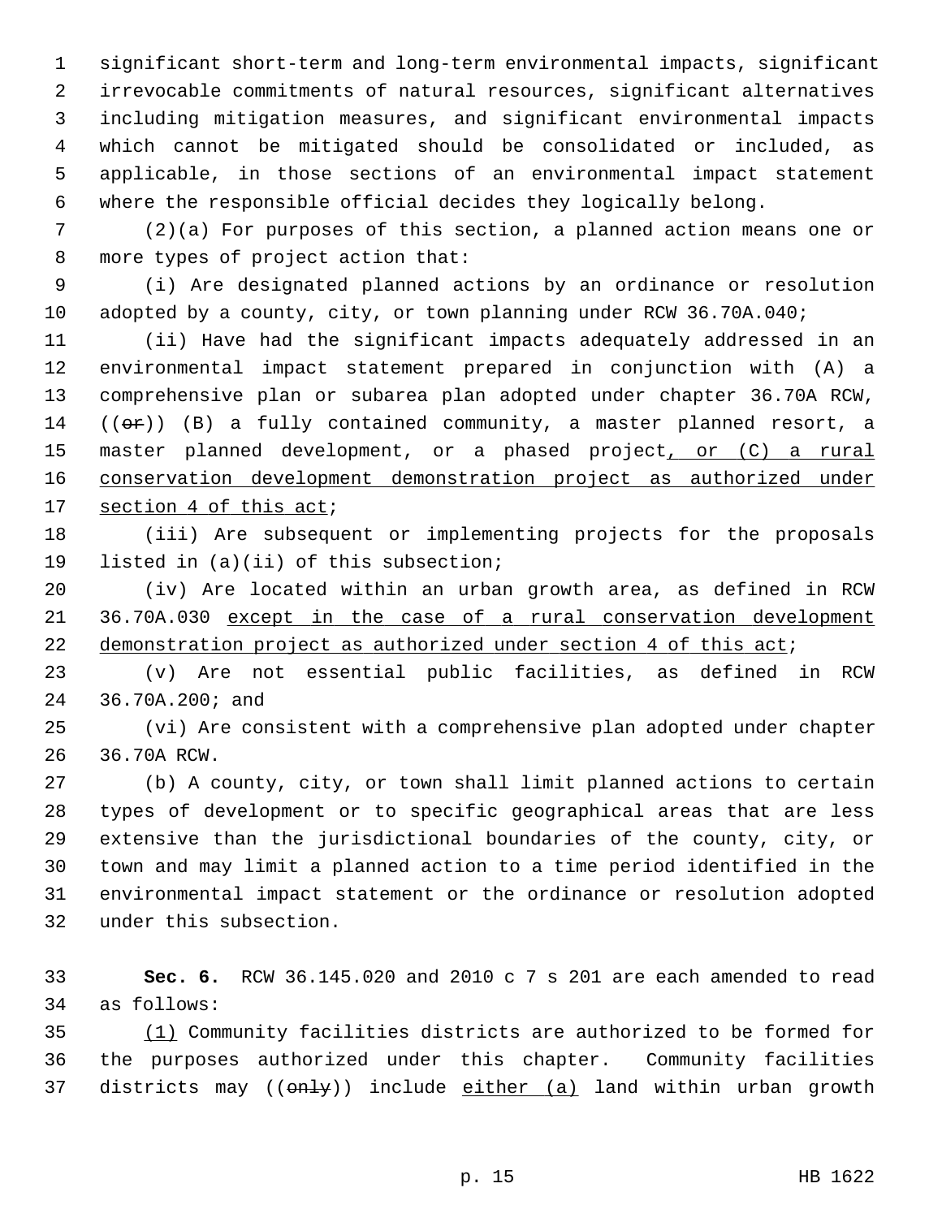significant short-term and long-term environmental impacts, significant irrevocable commitments of natural resources, significant alternatives including mitigation measures, and significant environmental impacts which cannot be mitigated should be consolidated or included, as applicable, in those sections of an environmental impact statement where the responsible official decides they logically belong.

(2)(a) For purposes of this section, a planned action means one or more types of project action that:

(i) Are designated planned actions by an ordinance or resolution adopted by a county, city, or town planning under RCW 36.70A.040;

(ii) Have had the significant impacts adequately addressed in an environmental impact statement prepared in conjunction with (A) a comprehensive plan or subarea plan adopted under chapter 36.70A RCW, ((~~or~~)) (B) a fully contained community, a master planned resort, a master planned development, or a phased project<u>, or (C) a rural conservation development demonstration project as authorized under section 4 of this act</u>;

(iii) Are subsequent or implementing projects for the proposals listed in (a)(ii) of this subsection;

(iv) Are located within an urban growth area, as defined in RCW 36.70A.030 <u>except in the case of a rural conservation development demonstration project as authorized under section 4 of this act</u>;

(v) Are not essential public facilities, as defined in RCW 36.70A.200; and

(vi) Are consistent with a comprehensive plan adopted under chapter 36.70A RCW.

(b) A county, city, or town shall limit planned actions to certain types of development or to specific geographical areas that are less extensive than the jurisdictional boundaries of the county, city, or town and may limit a planned action to a time period identified in the environmental impact statement or the ordinance or resolution adopted under this subsection.

**Sec. 6.** RCW 36.145.020 and 2010 c 7 s 201 are each amended to read as follows:

<u>(1)</u> Community facilities districts are authorized to be formed for the purposes authorized under this chapter. Community facilities districts may ((~~only~~)) include <u>either (a)</u> land within urban growth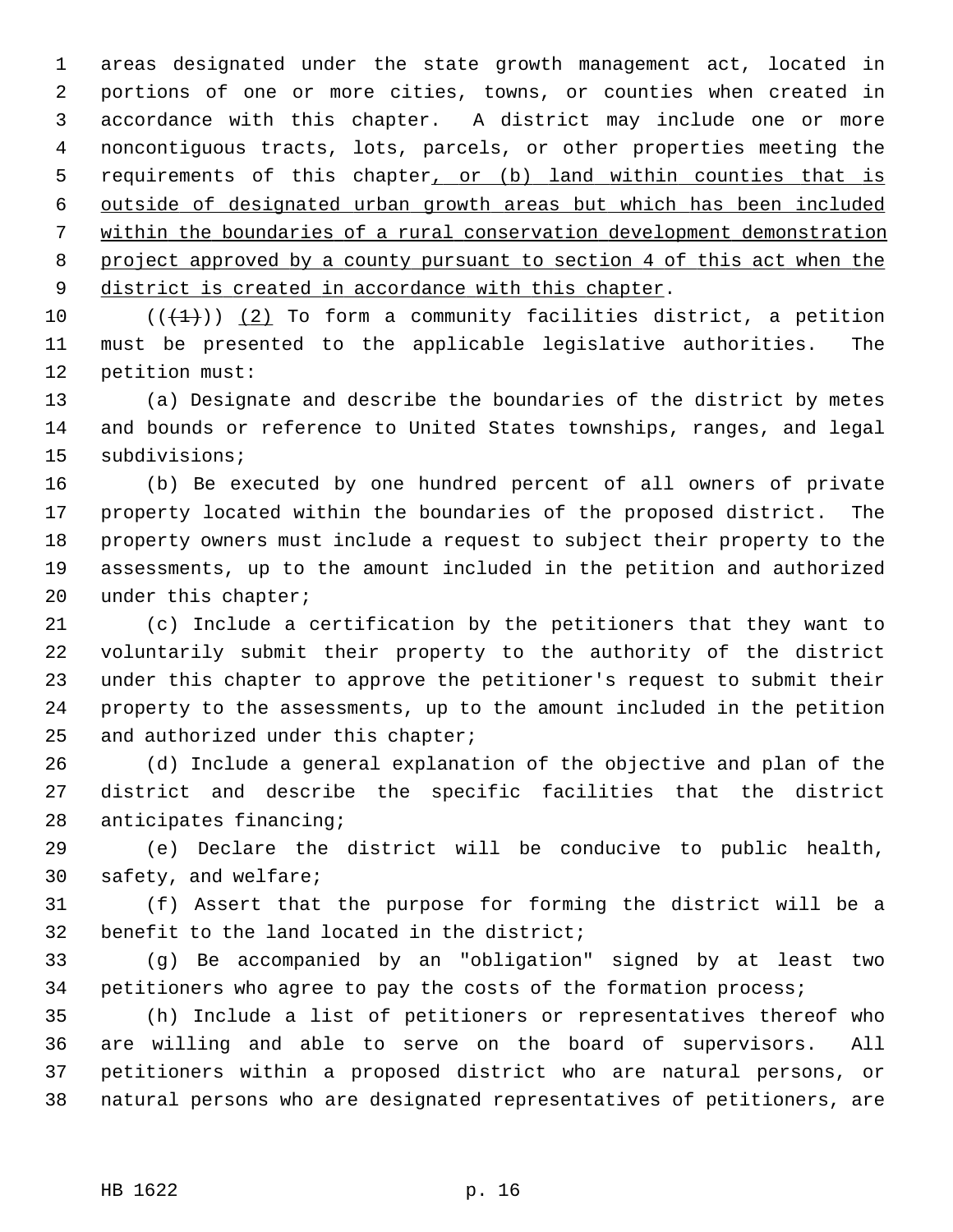areas designated under the state growth management act, located in portions of one or more cities, towns, or counties when created in accordance with this chapter. A district may include one or more noncontiguous tracts, lots, parcels, or other properties meeting the requirements of this chapter<u>, or (b) land within counties that is outside of designated urban growth areas but which has been included within the boundaries of a rural conservation development demonstration project approved by a county pursuant to section 4 of this act when the district is created in accordance with this chapter</u>.

((~~(1)~~)) <u>(2)</u> To form a community facilities district, a petition must be presented to the applicable legislative authorities. The petition must:

(a) Designate and describe the boundaries of the district by metes and bounds or reference to United States townships, ranges, and legal subdivisions;

(b) Be executed by one hundred percent of all owners of private property located within the boundaries of the proposed district. The property owners must include a request to subject their property to the assessments, up to the amount included in the petition and authorized under this chapter;

(c) Include a certification by the petitioners that they want to voluntarily submit their property to the authority of the district under this chapter to approve the petitioner's request to submit their property to the assessments, up to the amount included in the petition and authorized under this chapter;

(d) Include a general explanation of the objective and plan of the district and describe the specific facilities that the district anticipates financing;

(e) Declare the district will be conducive to public health, safety, and welfare;

(f) Assert that the purpose for forming the district will be a benefit to the land located in the district;

(g) Be accompanied by an "obligation" signed by at least two petitioners who agree to pay the costs of the formation process;

(h) Include a list of petitioners or representatives thereof who are willing and able to serve on the board of supervisors. All petitioners within a proposed district who are natural persons, or natural persons who are designated representatives of petitioners, are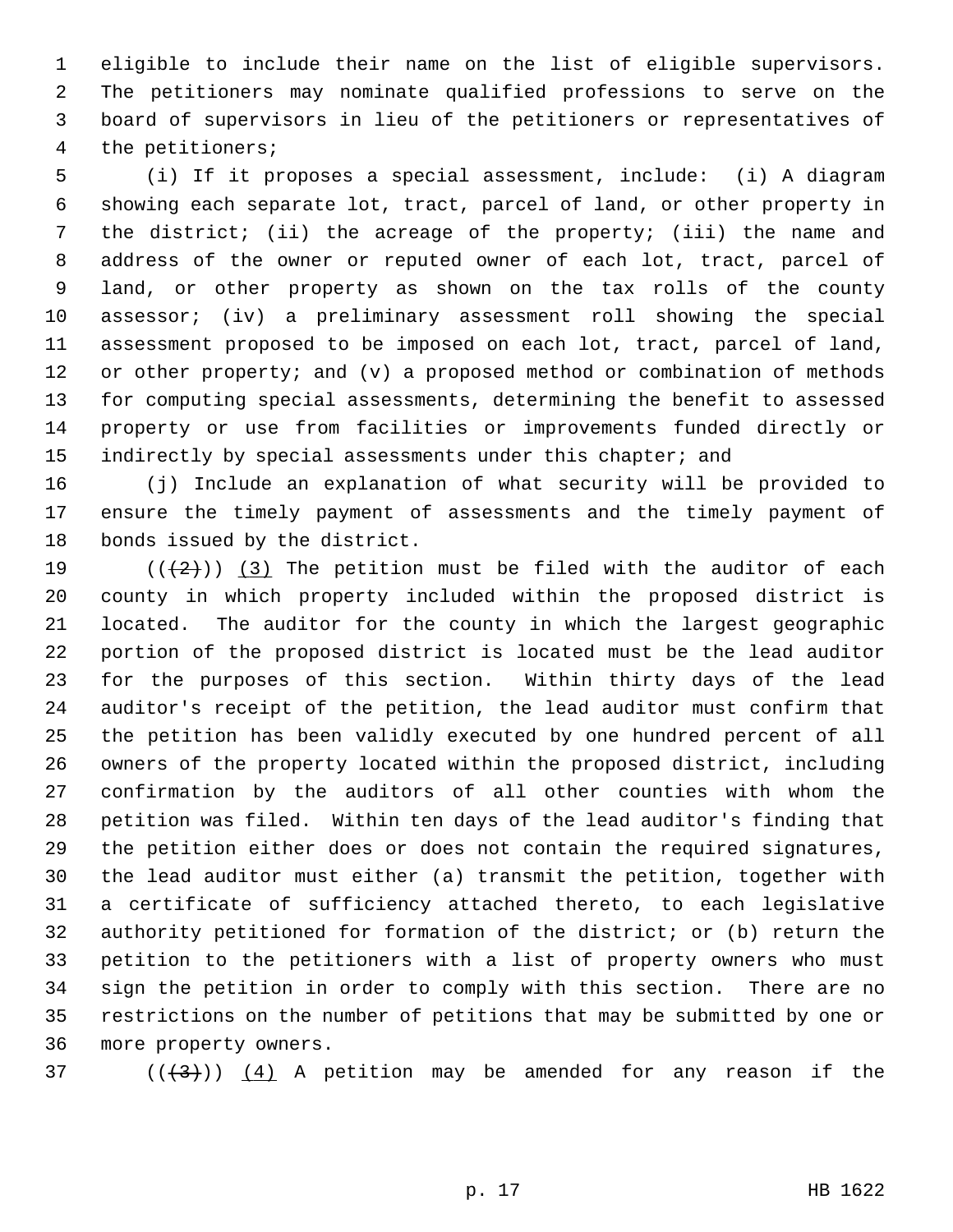eligible to include their name on the list of eligible supervisors. The petitioners may nominate qualified professions to serve on the board of supervisors in lieu of the petitioners or representatives of the petitioners;

(i) If it proposes a special assessment, include: (i) A diagram showing each separate lot, tract, parcel of land, or other property in the district; (ii) the acreage of the property; (iii) the name and address of the owner or reputed owner of each lot, tract, parcel of land, or other property as shown on the tax rolls of the county assessor; (iv) a preliminary assessment roll showing the special assessment proposed to be imposed on each lot, tract, parcel of land, or other property; and (v) a proposed method or combination of methods for computing special assessments, determining the benefit to assessed property or use from facilities or improvements funded directly or indirectly by special assessments under this chapter; and

(j) Include an explanation of what security will be provided to ensure the timely payment of assessments and the timely payment of bonds issued by the district.

~~((2))~~ (3) The petition must be filed with the auditor of each county in which property included within the proposed district is located. The auditor for the county in which the largest geographic portion of the proposed district is located must be the lead auditor for the purposes of this section. Within thirty days of the lead auditor's receipt of the petition, the lead auditor must confirm that the petition has been validly executed by one hundred percent of all owners of the property located within the proposed district, including confirmation by the auditors of all other counties with whom the petition was filed. Within ten days of the lead auditor's finding that the petition either does or does not contain the required signatures, the lead auditor must either (a) transmit the petition, together with a certificate of sufficiency attached thereto, to each legislative authority petitioned for formation of the district; or (b) return the petition to the petitioners with a list of property owners who must sign the petition in order to comply with this section. There are no restrictions on the number of petitions that may be submitted by one or more property owners.

~~((3))~~ (4) A petition may be amended for any reason if the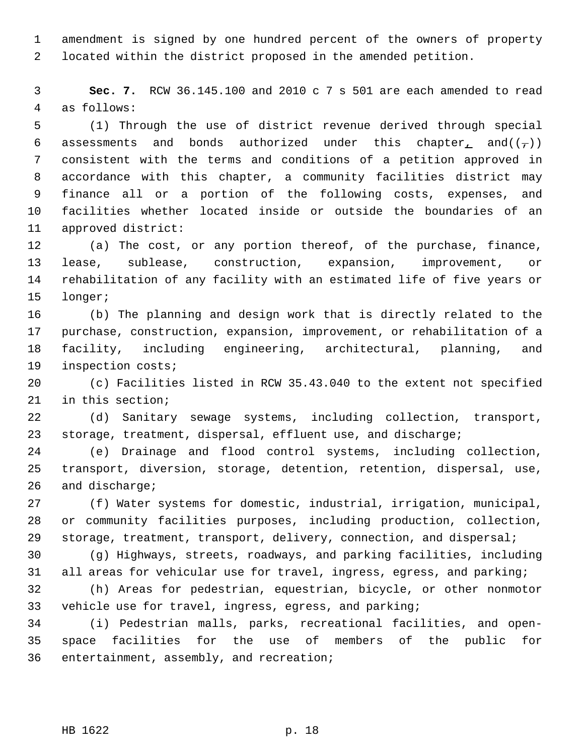amendment is signed by one hundred percent of the owners of property located within the district proposed in the amended petition.

**Sec. 7.** RCW 36.145.100 and 2010 c 7 s 501 are each amended to read as follows:

(1) Through the use of district revenue derived through special assessments and bonds authorized under this chapter, and((,)) consistent with the terms and conditions of a petition approved in accordance with this chapter, a community facilities district may finance all or a portion of the following costs, expenses, and facilities whether located inside or outside the boundaries of an approved district:

(a) The cost, or any portion thereof, of the purchase, finance, lease, sublease, construction, expansion, improvement, or rehabilitation of any facility with an estimated life of five years or longer;

(b) The planning and design work that is directly related to the purchase, construction, expansion, improvement, or rehabilitation of a facility, including engineering, architectural, planning, and inspection costs;

(c) Facilities listed in RCW 35.43.040 to the extent not specified in this section;

(d) Sanitary sewage systems, including collection, transport, storage, treatment, dispersal, effluent use, and discharge;

(e) Drainage and flood control systems, including collection, transport, diversion, storage, detention, retention, dispersal, use, and discharge;

(f) Water systems for domestic, industrial, irrigation, municipal, or community facilities purposes, including production, collection, storage, treatment, transport, delivery, connection, and dispersal;

(g) Highways, streets, roadways, and parking facilities, including all areas for vehicular use for travel, ingress, egress, and parking;

(h) Areas for pedestrian, equestrian, bicycle, or other nonmotor vehicle use for travel, ingress, egress, and parking;

(i) Pedestrian malls, parks, recreational facilities, and open-space facilities for the use of members of the public for entertainment, assembly, and recreation;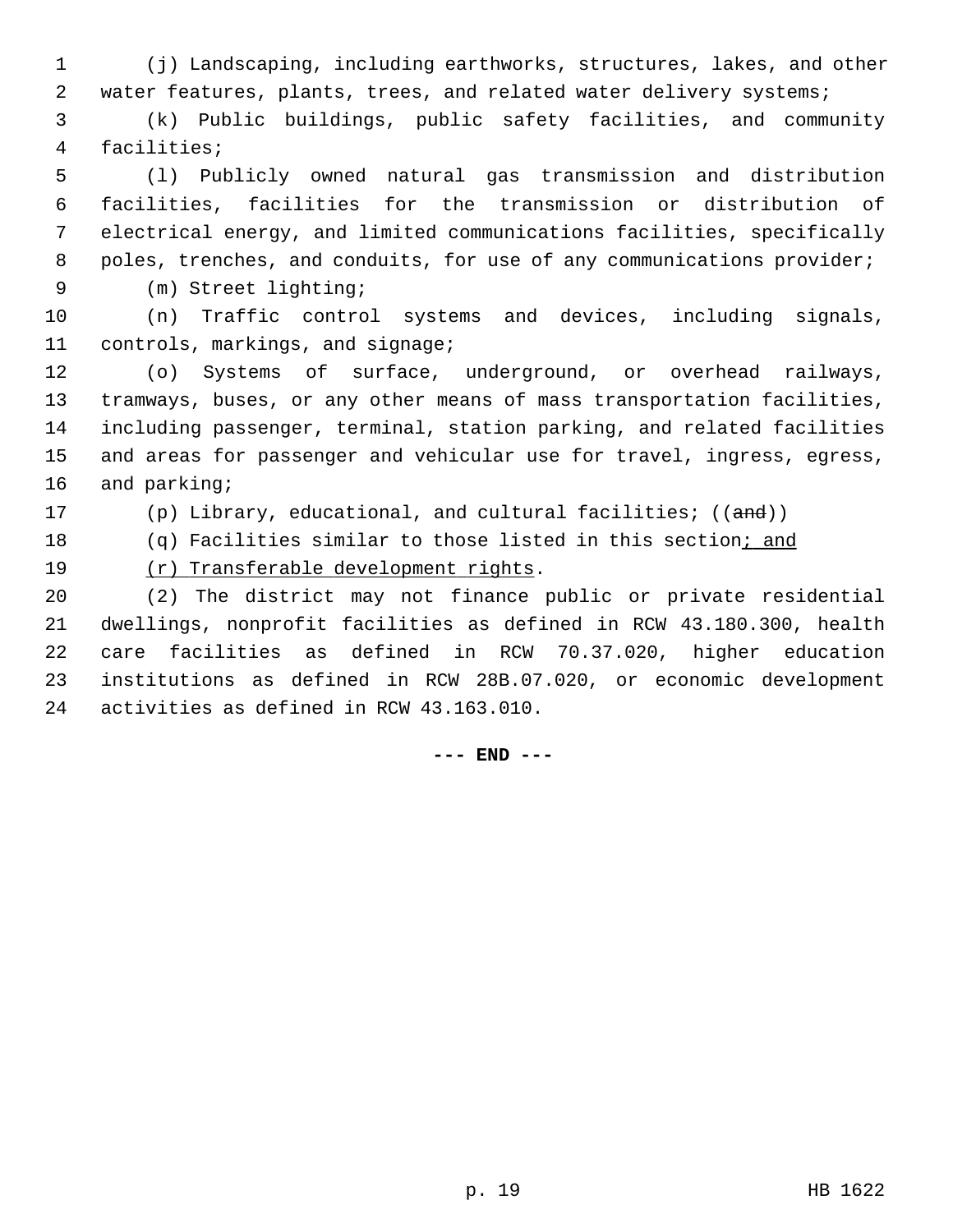(j) Landscaping, including earthworks, structures, lakes, and other water features, plants, trees, and related water delivery systems;

(k) Public buildings, public safety facilities, and community facilities;

(l) Publicly owned natural gas transmission and distribution facilities, facilities for the transmission or distribution of electrical energy, and limited communications facilities, specifically poles, trenches, and conduits, for use of any communications provider;

(m) Street lighting;

(n) Traffic control systems and devices, including signals, controls, markings, and signage;

(o) Systems of surface, underground, or overhead railways, tramways, buses, or any other means of mass transportation facilities, including passenger, terminal, station parking, and related facilities and areas for passenger and vehicular use for travel, ingress, egress, and parking;

(p) Library, educational, and cultural facilities; ((~~and~~))

(q) Facilities similar to those listed in this section<u>; and</u>

<u>(r) Transferable development rights</u>.

(2) The district may not finance public or private residential dwellings, nonprofit facilities as defined in RCW 43.180.300, health care facilities as defined in RCW 70.37.020, higher education institutions as defined in RCW 28B.07.020, or economic development activities as defined in RCW 43.163.010.

**--- END ---**